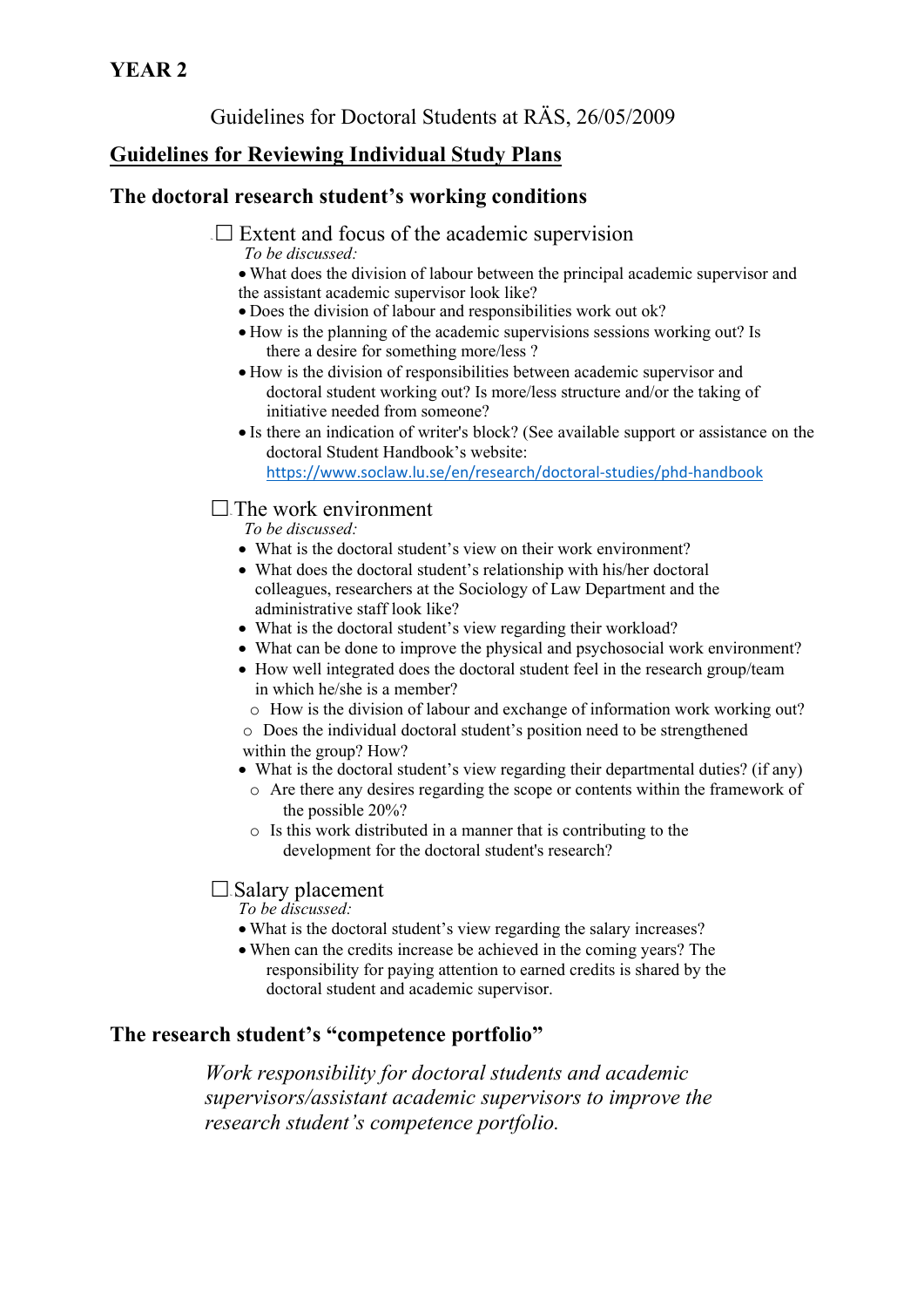**YEAR 2**

Guidelines for Doctoral Students at RÄS, 26/05/2009

## Guidelines for Reviewing Individual Study Plans

## The doctoral research student's working conditions

☐ Extent and focus of the academic supervision

*To be discussed:*

- What does the division of labour between the principal academic supervisor and the assistant academic supervisor look like?
- Does the division of labour and responsibilities work out ok?
- How is the planning of the academic supervisions sessions working out? Is there a desire for something more/less ?
- How is the division of responsibilities between academic supervisor and doctoral student working out? Is more/less structure and/or the taking of initiative needed from someone?
- Is there an indication of writer's block? (See available support or assistance on the doctoral Student Handbook's website: https://www.soclaw.lu.se/en/research/doctoral-studies/phd-handbook

☐ The work environment

*To be discussed:*

- What is the doctoral student's view on their work environment?
- What does the doctoral student's relationship with his/her doctoral colleagues, researchers at the Sociology of Law Department and the administrative staff look like?
- What is the doctoral student's view regarding their workload?
- What can be done to improve the physical and psychosocial work environment?
- How well integrated does the doctoral student feel in the research group/team in which he/she is a member?
  - How is the division of labour and exchange of information work working out?
  - Does the individual doctoral student's position need to be strengthened within the group? How?
- What is the doctoral student's view regarding their departmental duties? (if any)
  - Are there any desires regarding the scope or contents within the framework of the possible 20%?
  - Is this work distributed in a manner that is contributing to the development for the doctoral student's research?

☐ Salary placement

*To be discussed:*

- What is the doctoral student's view regarding the salary increases?
- When can the credits increase be achieved in the coming years? The responsibility for paying attention to earned credits is shared by the doctoral student and academic supervisor.

## The research student's "competence portfolio"

*Work responsibility for doctoral students and academic supervisors/assistant academic supervisors to improve the research student's competence portfolio.*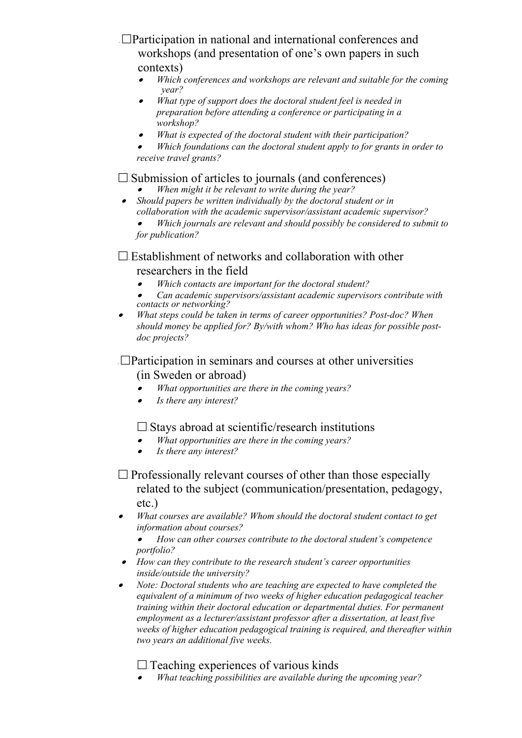☐ Participation in national and international conferences and workshops (and presentation of one's own papers in such contexts)

- *Which conferences and workshops are relevant and suitable for the coming year?*
- *What type of support does the doctoral student feel is needed in preparation before attending a conference or participating in a workshop?*
- *What is expected of the doctoral student with their participation?*
- *Which foundations can the doctoral student apply to for grants in order to receive travel grants?*

☐ Submission of articles to journals (and conferences)

- *When might it be relevant to write during the year?*
- *Should papers be written individually by the doctoral student or in collaboration with the academic supervisor/assistant academic supervisor?*
- *Which journals are relevant and should possibly be considered to submit to for publication?*

☐ Establishment of networks and collaboration with other researchers in the field

- *Which contacts are important for the doctoral student?*
- *Can academic supervisors/assistant academic supervisors contribute with contacts or networking?*
- *What steps could be taken in terms of career opportunities? Post-doc? When should money be applied for? By/with whom? Who has ideas for possible post-doc projects?*

☐ Participation in seminars and courses at other universities (in Sweden or abroad)

- *What opportunities are there in the coming years?*
- *Is there any interest?*

☐ Stays abroad at scientific/research institutions

- *What opportunities are there in the coming years?*
- *Is there any interest?*

☐ Professionally relevant courses of other than those especially related to the subject (communication/presentation, pedagogy, etc.)

- *What courses are available? Whom should the doctoral student contact to get information about courses?*
- *How can other courses contribute to the doctoral student's competence portfolio?*
- *How can they contribute to the research student's career opportunities inside/outside the university?*
- *Note: Doctoral students who are teaching are expected to have completed the equivalent of a minimum of two weeks of higher education pedagogical teacher training within their doctoral education or departmental duties. For permanent employment as a lecturer/assistant professor after a dissertation, at least five weeks of higher education pedagogical training is required, and thereafter within two years an additional five weeks.*

☐ Teaching experiences of various kinds

- *What teaching possibilities are available during the upcoming year?*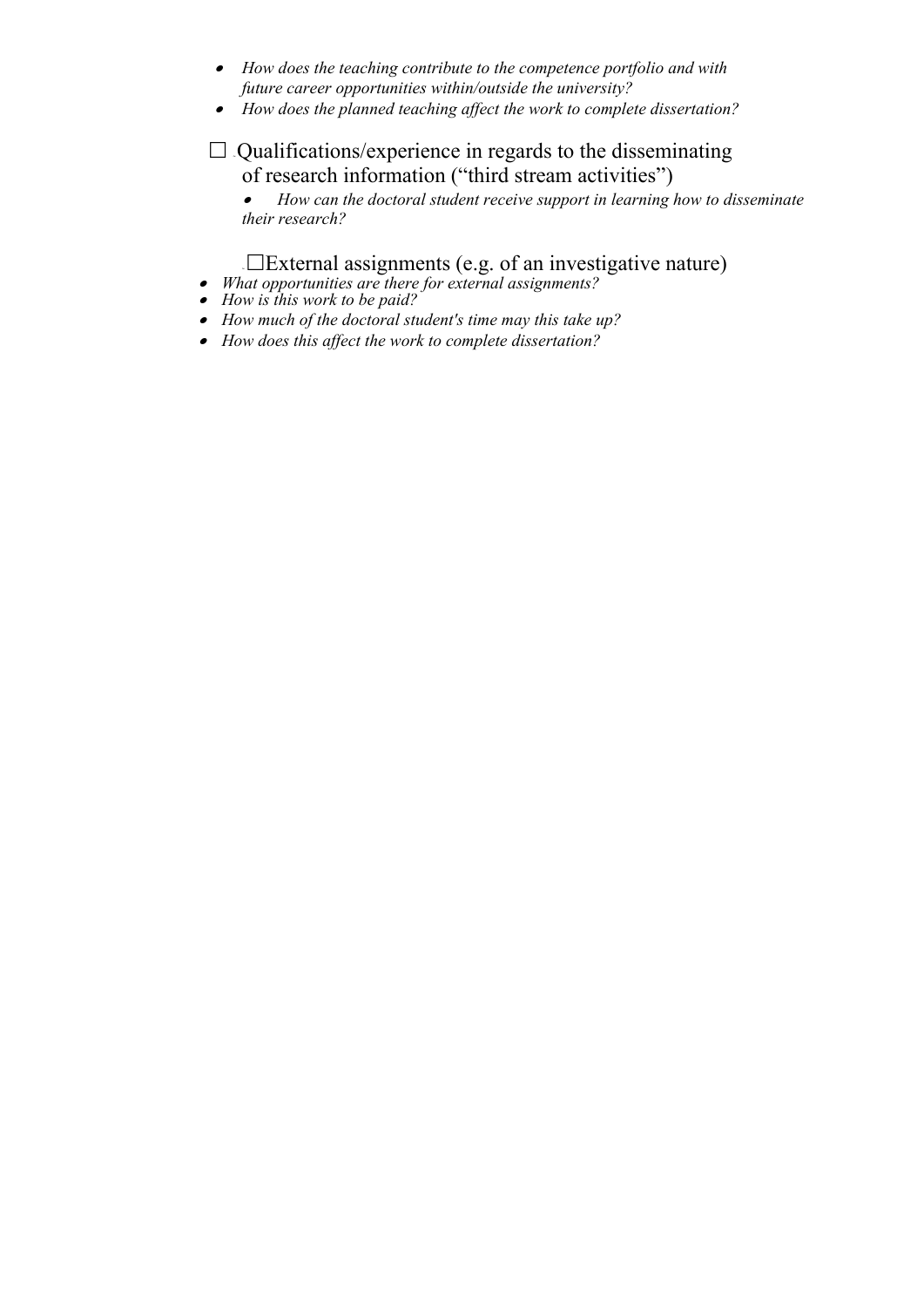- *How does the teaching contribute to the competence portfolio and with future career opportunities within/outside the university?*
- *How does the planned teaching affect the work to complete dissertation?*

☐ Qualifications/experience in regards to the disseminating of research information (“third stream activities”)

- *How can the doctoral student receive support in learning how to disseminate their research?*

☐External assignments (e.g. of an investigative nature)

- *What opportunities are there for external assignments?*
- *How is this work to be paid?*
- *How much of the doctoral student's time may this take up?*
- *How does this affect the work to complete dissertation?*